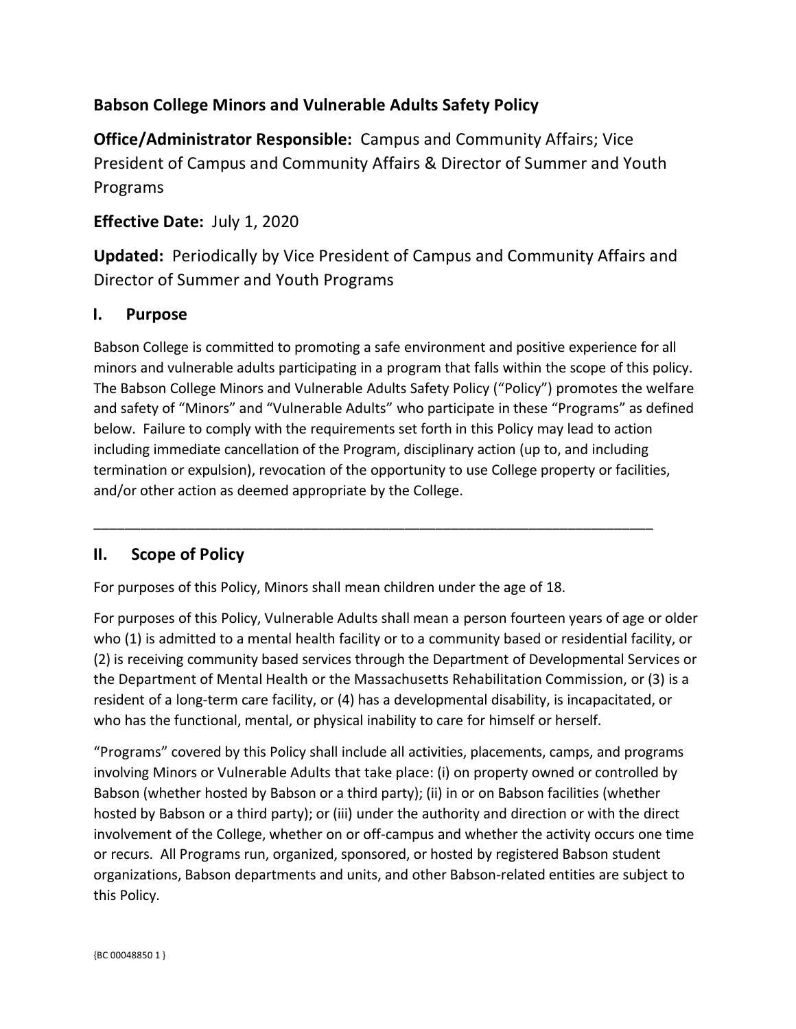# Babson College Minors and Vulnerable Adults Safety Policy

**Office/Administrator Responsible:** Campus and Community Affairs; Vice President of Campus and Community Affairs & Director of Summer and Youth Programs

**Effective Date:** July 1, 2020

**Updated:** Periodically by Vice President of Campus and Community Affairs and Director of Summer and Youth Programs

## I. Purpose

Babson College is committed to promoting a safe environment and positive experience for all minors and vulnerable adults participating in a program that falls within the scope of this policy. The Babson College Minors and Vulnerable Adults Safety Policy ("Policy") promotes the welfare and safety of "Minors" and "Vulnerable Adults" who participate in these "Programs" as defined below. Failure to comply with the requirements set forth in this Policy may lead to action including immediate cancellation of the Program, disciplinary action (up to, and including termination or expulsion), revocation of the opportunity to use College property or facilities, and/or other action as deemed appropriate by the College.

---

## II. Scope of Policy

For purposes of this Policy, Minors shall mean children under the age of 18.

For purposes of this Policy, Vulnerable Adults shall mean a person fourteen years of age or older who (1) is admitted to a mental health facility or to a community based or residential facility, or (2) is receiving community based services through the Department of Developmental Services or the Department of Mental Health or the Massachusetts Rehabilitation Commission, or (3) is a resident of a long-term care facility, or (4) has a developmental disability, is incapacitated, or who has the functional, mental, or physical inability to care for himself or herself.

"Programs" covered by this Policy shall include all activities, placements, camps, and programs involving Minors or Vulnerable Adults that take place: (i) on property owned or controlled by Babson (whether hosted by Babson or a third party); (ii) in or on Babson facilities (whether hosted by Babson or a third party); or (iii) under the authority and direction or with the direct involvement of the College, whether on or off-campus and whether the activity occurs one time or recurs. All Programs run, organized, sponsored, or hosted by registered Babson student organizations, Babson departments and units, and other Babson-related entities are subject to this Policy.

{BC 00048850 1 }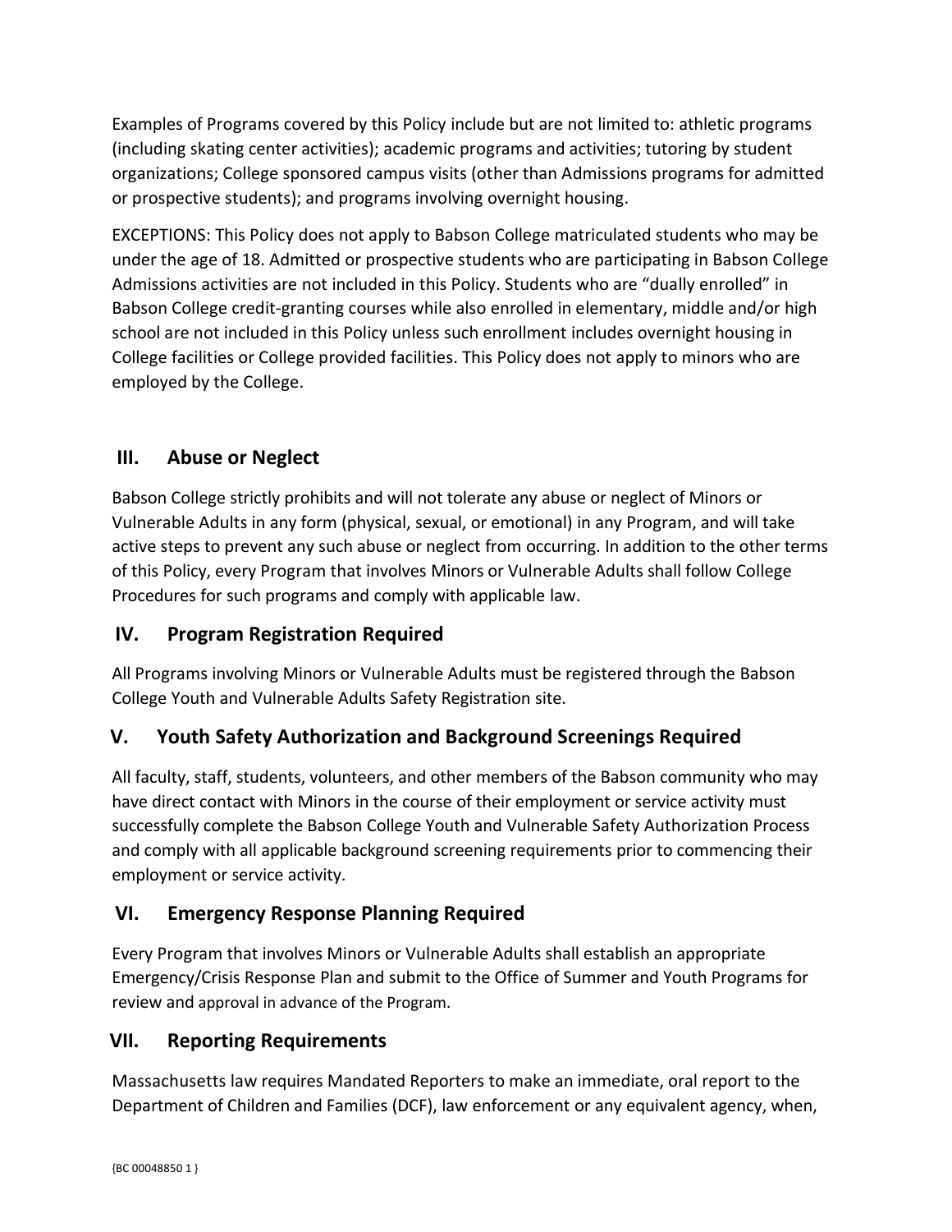Examples of Programs covered by this Policy include but are not limited to: athletic programs (including skating center activities); academic programs and activities; tutoring by student organizations; College sponsored campus visits (other than Admissions programs for admitted or prospective students); and programs involving overnight housing.

EXCEPTIONS: This Policy does not apply to Babson College matriculated students who may be under the age of 18. Admitted or prospective students who are participating in Babson College Admissions activities are not included in this Policy. Students who are "dually enrolled" in Babson College credit-granting courses while also enrolled in elementary, middle and/or high school are not included in this Policy unless such enrollment includes overnight housing in College facilities or College provided facilities. This Policy does not apply to minors who are employed by the College.

## III. Abuse or Neglect

Babson College strictly prohibits and will not tolerate any abuse or neglect of Minors or Vulnerable Adults in any form (physical, sexual, or emotional) in any Program, and will take active steps to prevent any such abuse or neglect from occurring. In addition to the other terms of this Policy, every Program that involves Minors or Vulnerable Adults shall follow College Procedures for such programs and comply with applicable law.

## IV. Program Registration Required

All Programs involving Minors or Vulnerable Adults must be registered through the Babson College Youth and Vulnerable Adults Safety Registration site.

## V. Youth Safety Authorization and Background Screenings Required

All faculty, staff, students, volunteers, and other members of the Babson community who may have direct contact with Minors in the course of their employment or service activity must successfully complete the Babson College Youth and Vulnerable Safety Authorization Process and comply with all applicable background screening requirements prior to commencing their employment or service activity.

## VI. Emergency Response Planning Required

Every Program that involves Minors or Vulnerable Adults shall establish an appropriate Emergency/Crisis Response Plan and submit to the Office of Summer and Youth Programs for review and approval in advance of the Program.

## VII. Reporting Requirements

Massachusetts law requires Mandated Reporters to make an immediate, oral report to the Department of Children and Families (DCF), law enforcement or any equivalent agency, when,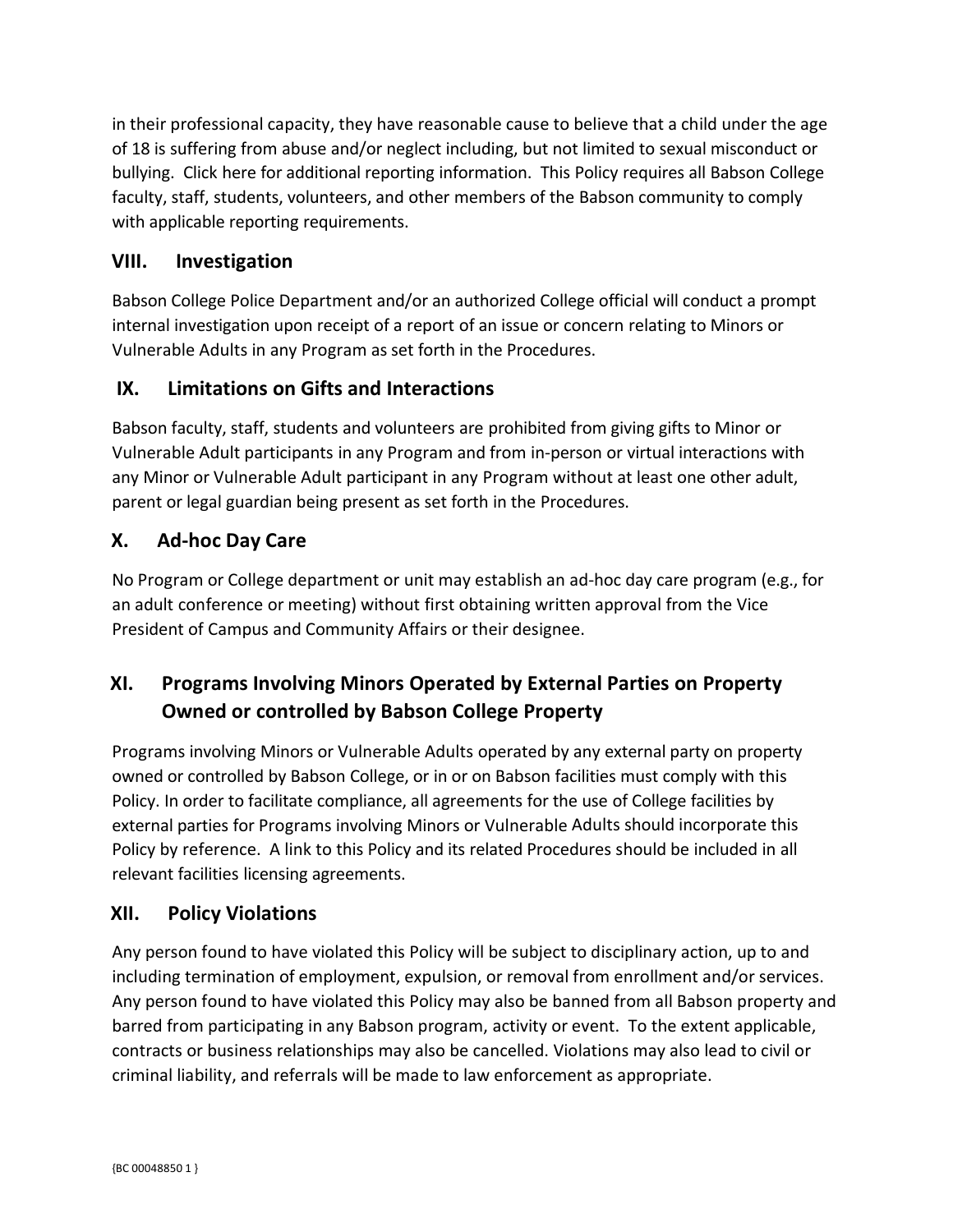in their professional capacity, they have reasonable cause to believe that a child under the age of 18 is suffering from abuse and/or neglect including, but not limited to sexual misconduct or bullying. Click here for additional reporting information. This Policy requires all Babson College faculty, staff, students, volunteers, and other members of the Babson community to comply with applicable reporting requirements.

## VIII. Investigation

Babson College Police Department and/or an authorized College official will conduct a prompt internal investigation upon receipt of a report of an issue or concern relating to Minors or Vulnerable Adults in any Program as set forth in the Procedures.

## IX. Limitations on Gifts and Interactions

Babson faculty, staff, students and volunteers are prohibited from giving gifts to Minor or Vulnerable Adult participants in any Program and from in-person or virtual interactions with any Minor or Vulnerable Adult participant in any Program without at least one other adult, parent or legal guardian being present as set forth in the Procedures.

## X. Ad-hoc Day Care

No Program or College department or unit may establish an ad-hoc day care program (e.g., for an adult conference or meeting) without first obtaining written approval from the Vice President of Campus and Community Affairs or their designee.

## XI. Programs Involving Minors Operated by External Parties on Property Owned or controlled by Babson College Property

Programs involving Minors or Vulnerable Adults operated by any external party on property owned or controlled by Babson College, or in or on Babson facilities must comply with this Policy. In order to facilitate compliance, all agreements for the use of College facilities by external parties for Programs involving Minors or Vulnerable Adults should incorporate this Policy by reference. A link to this Policy and its related Procedures should be included in all relevant facilities licensing agreements.

## XII. Policy Violations

Any person found to have violated this Policy will be subject to disciplinary action, up to and including termination of employment, expulsion, or removal from enrollment and/or services. Any person found to have violated this Policy may also be banned from all Babson property and barred from participating in any Babson program, activity or event. To the extent applicable, contracts or business relationships may also be cancelled. Violations may also lead to civil or criminal liability, and referrals will be made to law enforcement as appropriate.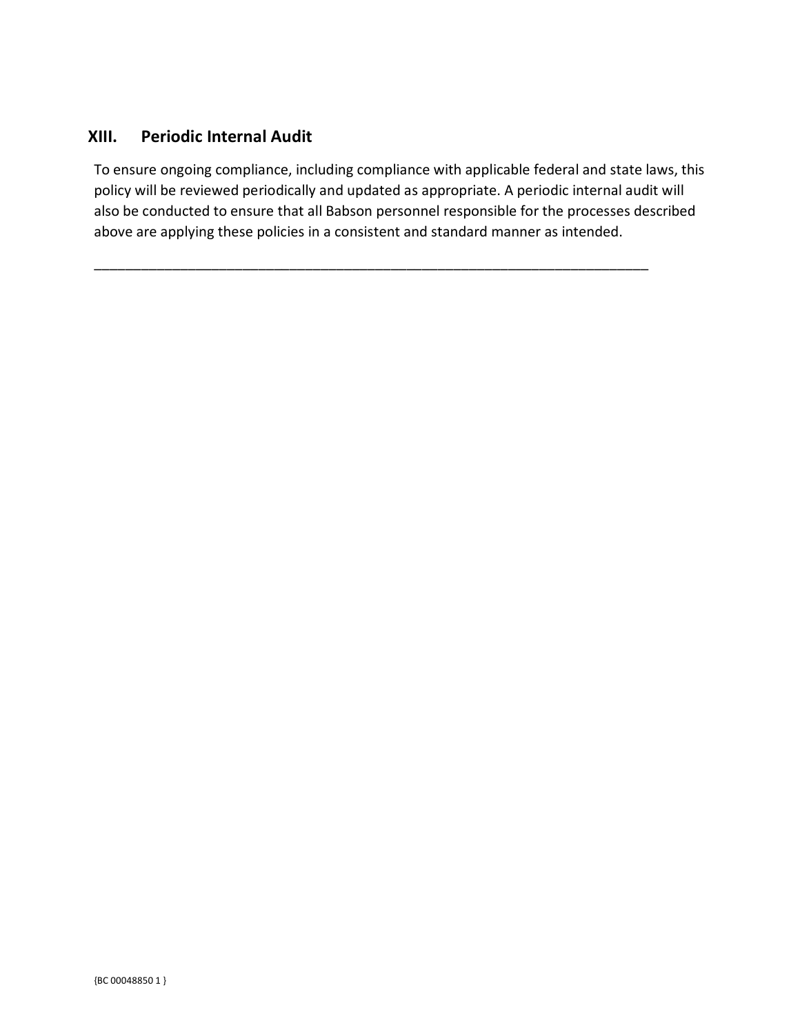## XIII. Periodic Internal Audit

To ensure ongoing compliance, including compliance with applicable federal and state laws, this policy will be reviewed periodically and updated as appropriate. A periodic internal audit will also be conducted to ensure that all Babson personnel responsible for the processes described above are applying these policies in a consistent and standard manner as intended.

---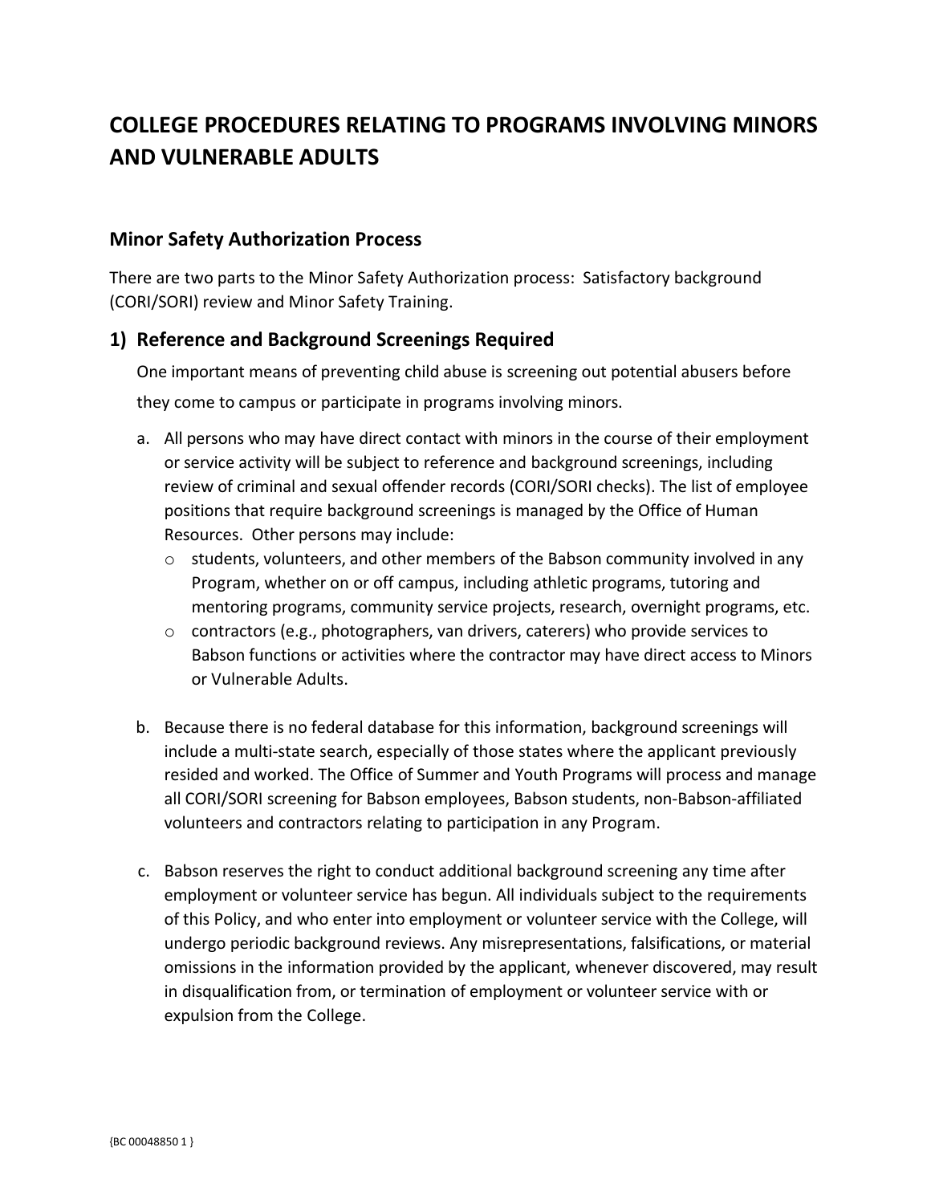# COLLEGE PROCEDURES RELATING TO PROGRAMS INVOLVING MINORS AND VULNERABLE ADULTS

## Minor Safety Authorization Process

There are two parts to the Minor Safety Authorization process: Satisfactory background (CORI/SORI) review and Minor Safety Training.

## 1) Reference and Background Screenings Required

One important means of preventing child abuse is screening out potential abusers before they come to campus or participate in programs involving minors.

a. All persons who may have direct contact with minors in the course of their employment or service activity will be subject to reference and background screenings, including review of criminal and sexual offender records (CORI/SORI checks). The list of employee positions that require background screenings is managed by the Office of Human Resources. Other persons may include:
   - students, volunteers, and other members of the Babson community involved in any Program, whether on or off campus, including athletic programs, tutoring and mentoring programs, community service projects, research, overnight programs, etc.
   - contractors (e.g., photographers, van drivers, caterers) who provide services to Babson functions or activities where the contractor may have direct access to Minors or Vulnerable Adults.

b. Because there is no federal database for this information, background screenings will include a multi-state search, especially of those states where the applicant previously resided and worked. The Office of Summer and Youth Programs will process and manage all CORI/SORI screening for Babson employees, Babson students, non-Babson-affiliated volunteers and contractors relating to participation in any Program.

c. Babson reserves the right to conduct additional background screening any time after employment or volunteer service has begun. All individuals subject to the requirements of this Policy, and who enter into employment or volunteer service with the College, will undergo periodic background reviews. Any misrepresentations, falsifications, or material omissions in the information provided by the applicant, whenever discovered, may result in disqualification from, or termination of employment or volunteer service with or expulsion from the College.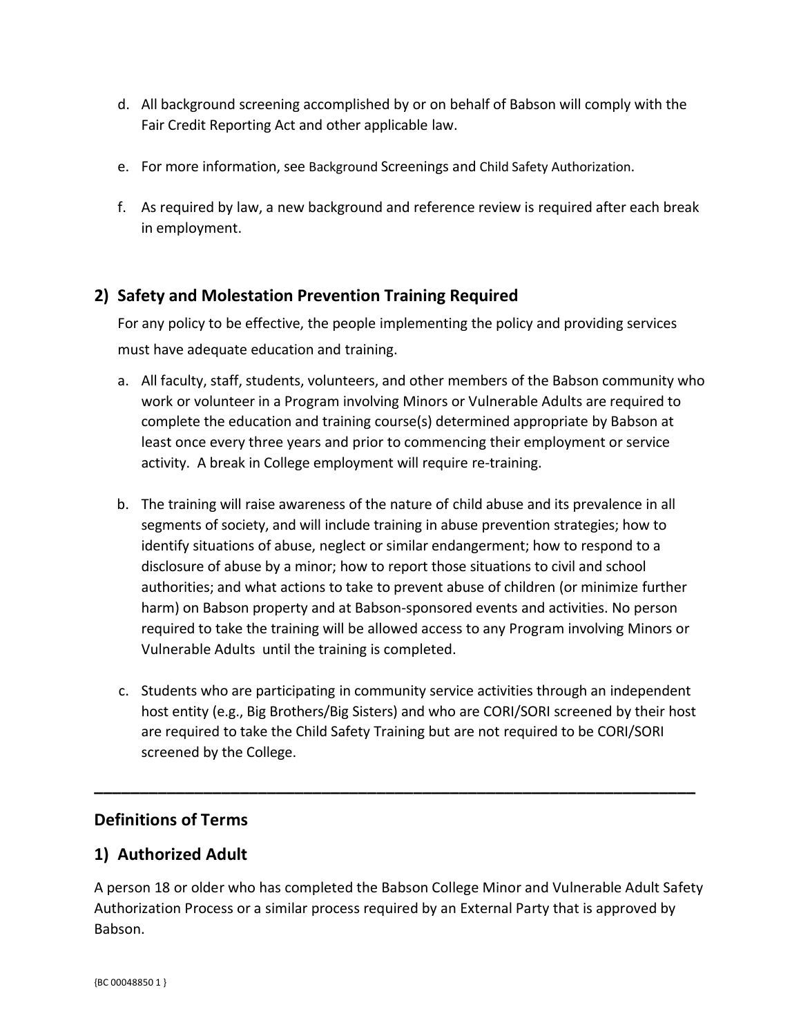d. All background screening accomplished by or on behalf of Babson will comply with the Fair Credit Reporting Act and other applicable law.

e. For more information, see Background Screenings and Child Safety Authorization.

f. As required by law, a new background and reference review is required after each break in employment.

## 2) Safety and Molestation Prevention Training Required

For any policy to be effective, the people implementing the policy and providing services must have adequate education and training.

a. All faculty, staff, students, volunteers, and other members of the Babson community who work or volunteer in a Program involving Minors or Vulnerable Adults are required to complete the education and training course(s) determined appropriate by Babson at least once every three years and prior to commencing their employment or service activity. A break in College employment will require re-training.

b. The training will raise awareness of the nature of child abuse and its prevalence in all segments of society, and will include training in abuse prevention strategies; how to identify situations of abuse, neglect or similar endangerment; how to respond to a disclosure of abuse by a minor; how to report those situations to civil and school authorities; and what actions to take to prevent abuse of children (or minimize further harm) on Babson property and at Babson-sponsored events and activities. No person required to take the training will be allowed access to any Program involving Minors or Vulnerable Adults until the training is completed.

c. Students who are participating in community service activities through an independent host entity (e.g., Big Brothers/Big Sisters) and who are CORI/SORI screened by their host are required to take the Child Safety Training but are not required to be CORI/SORI screened by the College.

---

## Definitions of Terms

## 1) Authorized Adult

A person 18 or older who has completed the Babson College Minor and Vulnerable Adult Safety Authorization Process or a similar process required by an External Party that is approved by Babson.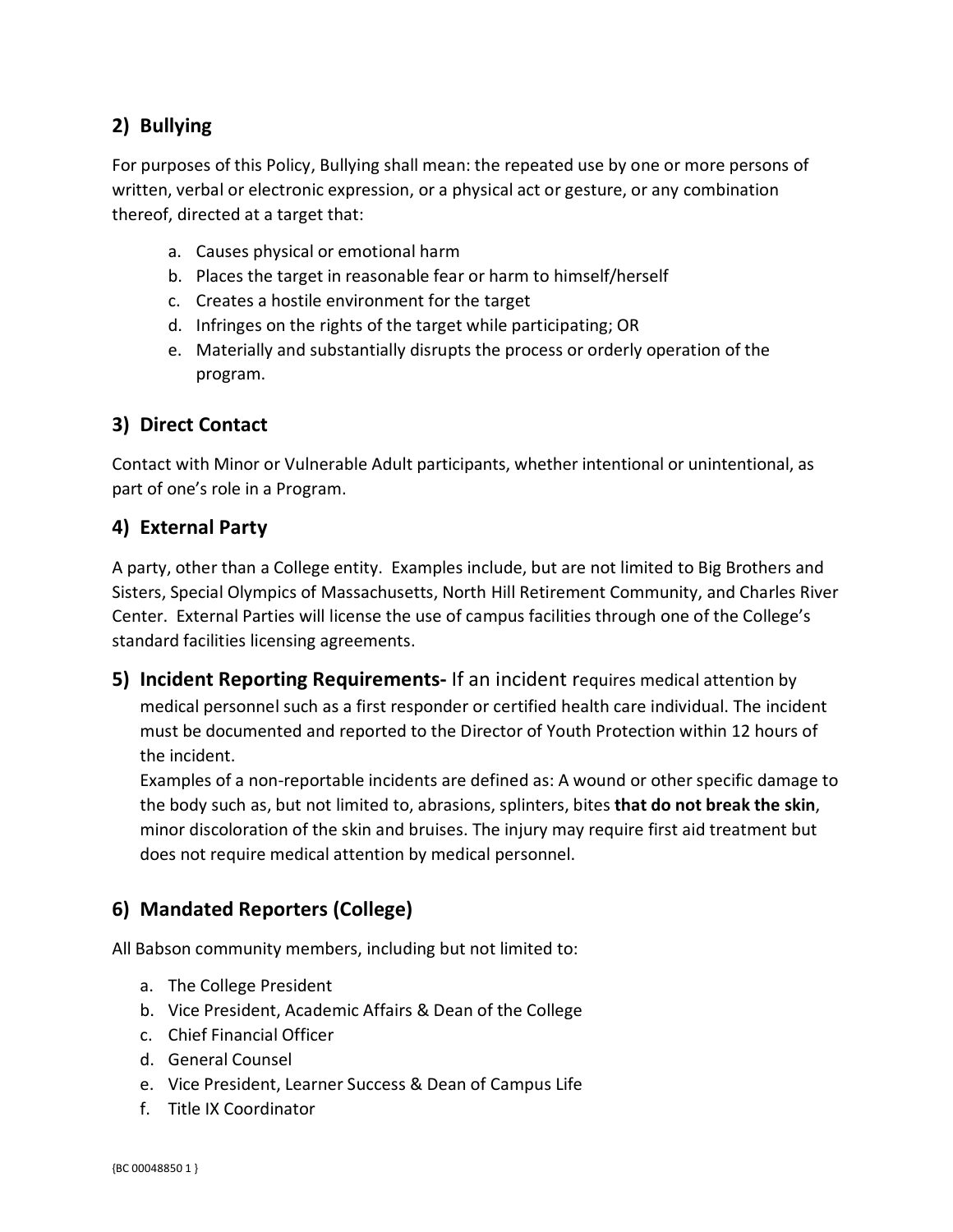## 2) Bullying

For purposes of this Policy, Bullying shall mean: the repeated use by one or more persons of written, verbal or electronic expression, or a physical act or gesture, or any combination thereof, directed at a target that:

a. Causes physical or emotional harm
b. Places the target in reasonable fear or harm to himself/herself
c. Creates a hostile environment for the target
d. Infringes on the rights of the target while participating; OR
e. Materially and substantially disrupts the process or orderly operation of the program.

## 3) Direct Contact

Contact with Minor or Vulnerable Adult participants, whether intentional or unintentional, as part of one's role in a Program.

## 4) External Party

A party, other than a College entity. Examples include, but are not limited to Big Brothers and Sisters, Special Olympics of Massachusetts, North Hill Retirement Community, and Charles River Center. External Parties will license the use of campus facilities through one of the College's standard facilities licensing agreements.

## 5) Incident Reporting Requirements- If an incident requires medical attention by medical personnel such as a first responder or certified health care individual. The incident must be documented and reported to the Director of Youth Protection within 12 hours of the incident.

Examples of a non-reportable incidents are defined as: A wound or other specific damage to the body such as, but not limited to, abrasions, splinters, bites **that do not break the skin**, minor discoloration of the skin and bruises. The injury may require first aid treatment but does not require medical attention by medical personnel.

## 6) Mandated Reporters (College)

All Babson community members, including but not limited to:

a. The College President
b. Vice President, Academic Affairs & Dean of the College
c. Chief Financial Officer
d. General Counsel
e. Vice President, Learner Success & Dean of Campus Life
f. Title IX Coordinator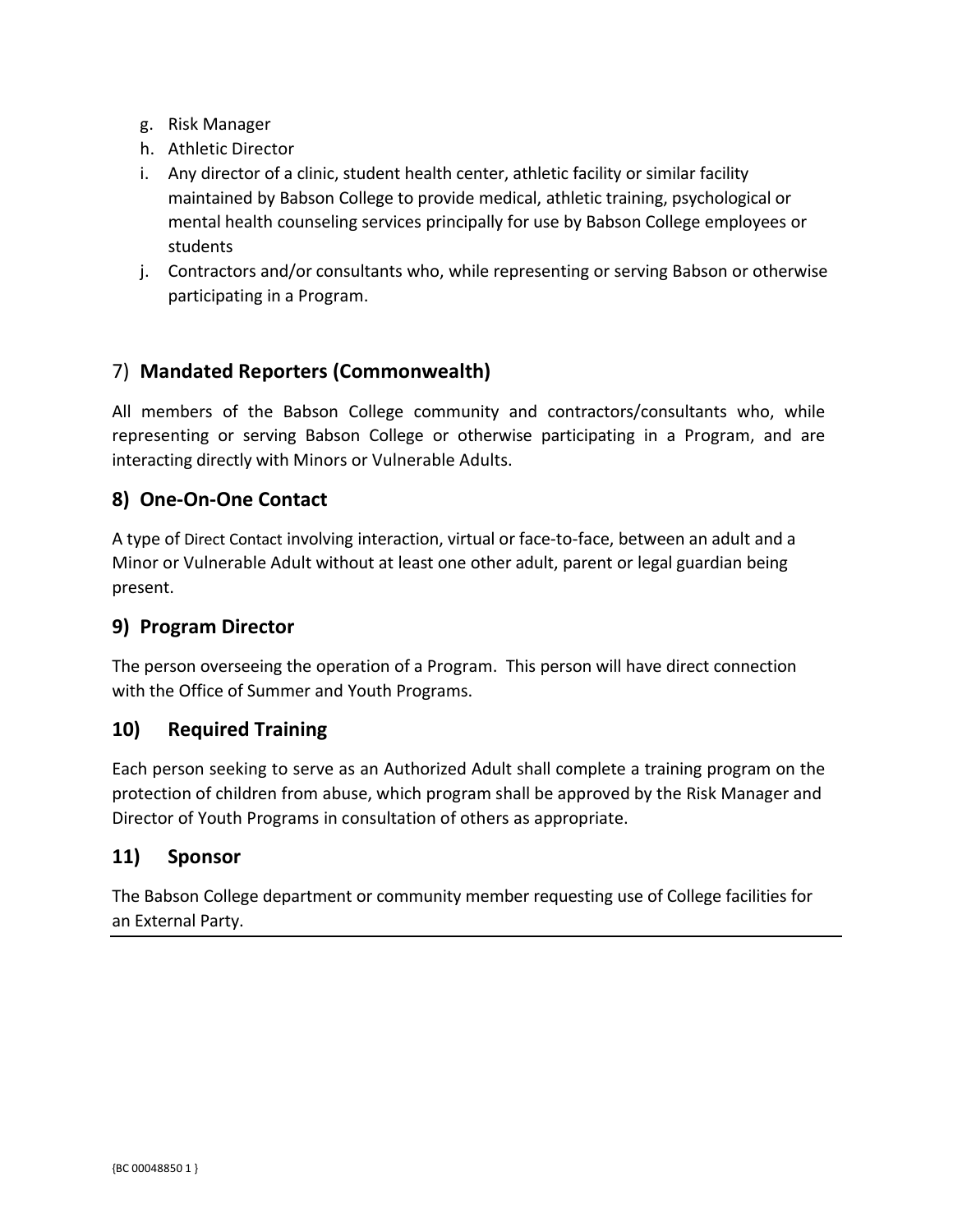g. Risk Manager
h. Athletic Director
i. Any director of a clinic, student health center, athletic facility or similar facility maintained by Babson College to provide medical, athletic training, psychological or mental health counseling services principally for use by Babson College employees or students
j. Contractors and/or consultants who, while representing or serving Babson or otherwise participating in a Program.

## 7) **Mandated Reporters (Commonwealth)**

All members of the Babson College community and contractors/consultants who, while representing or serving Babson College or otherwise participating in a Program, and are interacting directly with Minors or Vulnerable Adults.

## 8) One-On-One Contact

A type of Direct Contact involving interaction, virtual or face-to-face, between an adult and a Minor or Vulnerable Adult without at least one other adult, parent or legal guardian being present.

## 9) Program Director

The person overseeing the operation of a Program. This person will have direct connection with the Office of Summer and Youth Programs.

## 10) Required Training

Each person seeking to serve as an Authorized Adult shall complete a training program on the protection of children from abuse, which program shall be approved by the Risk Manager and Director of Youth Programs in consultation of others as appropriate.

## 11) Sponsor

The Babson College department or community member requesting use of College facilities for an External Party.

{BC 00048850 1 }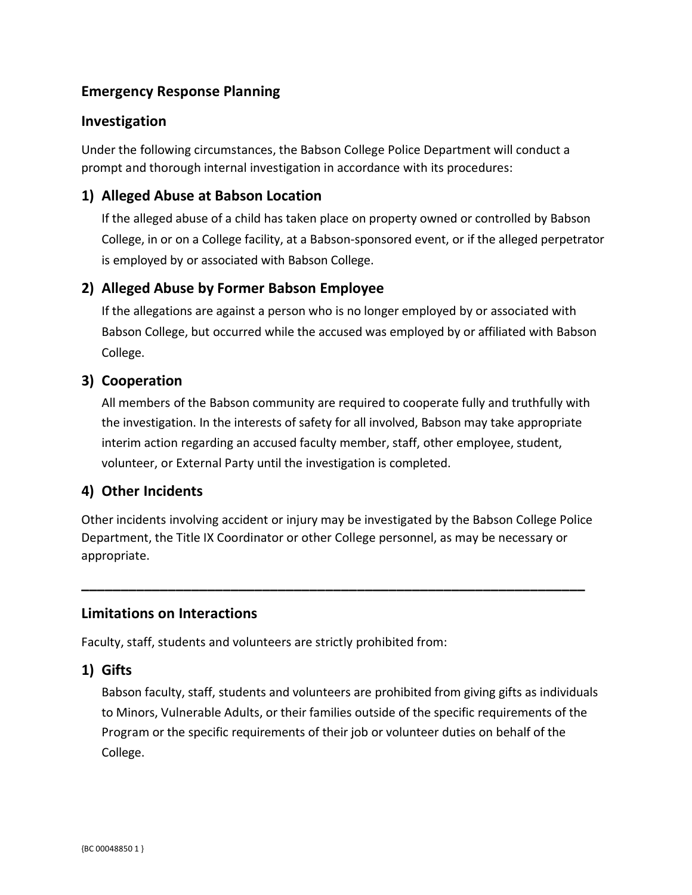## Emergency Response Planning

## Investigation

Under the following circumstances, the Babson College Police Department will conduct a prompt and thorough internal investigation in accordance with its procedures:

### 1) Alleged Abuse at Babson Location

If the alleged abuse of a child has taken place on property owned or controlled by Babson College, in or on a College facility, at a Babson-sponsored event, or if the alleged perpetrator is employed by or associated with Babson College.

### 2) Alleged Abuse by Former Babson Employee

If the allegations are against a person who is no longer employed by or associated with Babson College, but occurred while the accused was employed by or affiliated with Babson College.

### 3) Cooperation

All members of the Babson community are required to cooperate fully and truthfully with the investigation. In the interests of safety for all involved, Babson may take appropriate interim action regarding an accused faculty member, staff, other employee, student, volunteer, or External Party until the investigation is completed.

### 4) Other Incidents

Other incidents involving accident or injury may be investigated by the Babson College Police Department, the Title IX Coordinator or other College personnel, as may be necessary or appropriate.

---

## Limitations on Interactions

Faculty, staff, students and volunteers are strictly prohibited from:

### 1) Gifts

Babson faculty, staff, students and volunteers are prohibited from giving gifts as individuals to Minors, Vulnerable Adults, or their families outside of the specific requirements of the Program or the specific requirements of their job or volunteer duties on behalf of the College.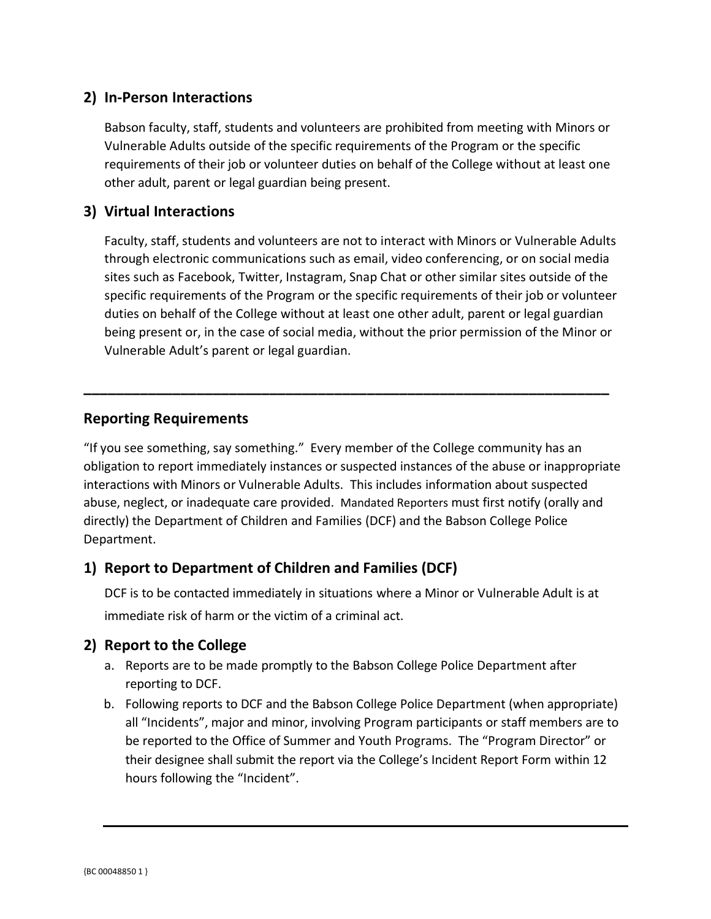## 2) In-Person Interactions

Babson faculty, staff, students and volunteers are prohibited from meeting with Minors or Vulnerable Adults outside of the specific requirements of the Program or the specific requirements of their job or volunteer duties on behalf of the College without at least one other adult, parent or legal guardian being present.

## 3) Virtual Interactions

Faculty, staff, students and volunteers are not to interact with Minors or Vulnerable Adults through electronic communications such as email, video conferencing, or on social media sites such as Facebook, Twitter, Instagram, Snap Chat or other similar sites outside of the specific requirements of the Program or the specific requirements of their job or volunteer duties on behalf of the College without at least one other adult, parent or legal guardian being present or, in the case of social media, without the prior permission of the Minor or Vulnerable Adult's parent or legal guardian.

---

## Reporting Requirements

"If you see something, say something." Every member of the College community has an obligation to report immediately instances or suspected instances of the abuse or inappropriate interactions with Minors or Vulnerable Adults. This includes information about suspected abuse, neglect, or inadequate care provided. Mandated Reporters must first notify (orally and directly) the Department of Children and Families (DCF) and the Babson College Police Department.

## 1) Report to Department of Children and Families (DCF)

DCF is to be contacted immediately in situations where a Minor or Vulnerable Adult is at immediate risk of harm or the victim of a criminal act.

## 2) Report to the College

a. Reports are to be made promptly to the Babson College Police Department after reporting to DCF.
b. Following reports to DCF and the Babson College Police Department (when appropriate) all "Incidents", major and minor, involving Program participants or staff members are to be reported to the Office of Summer and Youth Programs. The "Program Director" or their designee shall submit the report via the College's Incident Report Form within 12 hours following the "Incident".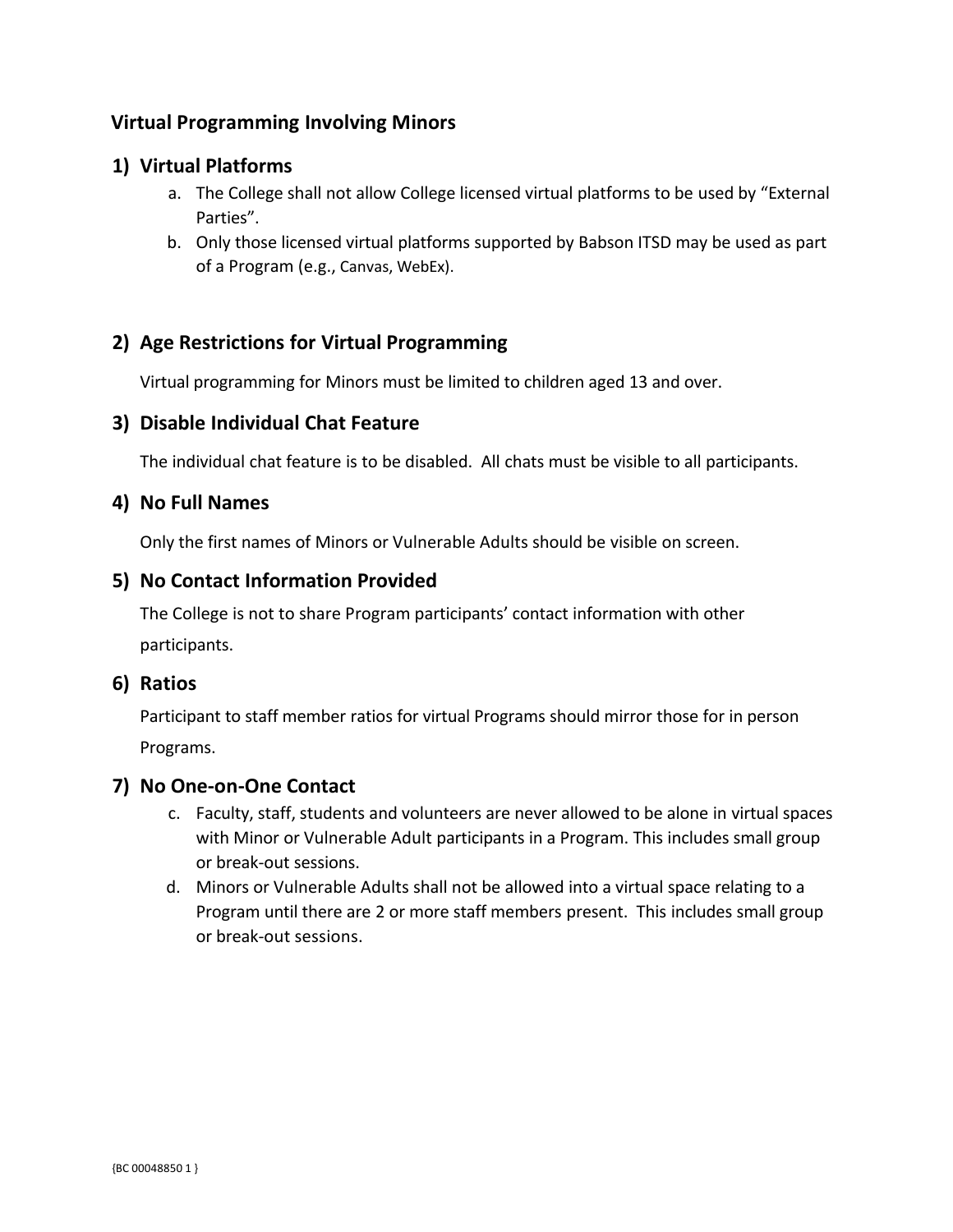## Virtual Programming Involving Minors

### 1) Virtual Platforms

a. The College shall not allow College licensed virtual platforms to be used by "External Parties".
b. Only those licensed virtual platforms supported by Babson ITSD may be used as part of a Program (e.g., Canvas, WebEx).

### 2) Age Restrictions for Virtual Programming

Virtual programming for Minors must be limited to children aged 13 and over.

### 3) Disable Individual Chat Feature

The individual chat feature is to be disabled. All chats must be visible to all participants.

### 4) No Full Names

Only the first names of Minors or Vulnerable Adults should be visible on screen.

### 5) No Contact Information Provided

The College is not to share Program participants' contact information with other participants.

### 6) Ratios

Participant to staff member ratios for virtual Programs should mirror those for in person Programs.

### 7) No One-on-One Contact

c. Faculty, staff, students and volunteers are never allowed to be alone in virtual spaces with Minor or Vulnerable Adult participants in a Program. This includes small group or break-out sessions.
d. Minors or Vulnerable Adults shall not be allowed into a virtual space relating to a Program until there are 2 or more staff members present. This includes small group or break-out sessions.

{BC 00048850 1 }